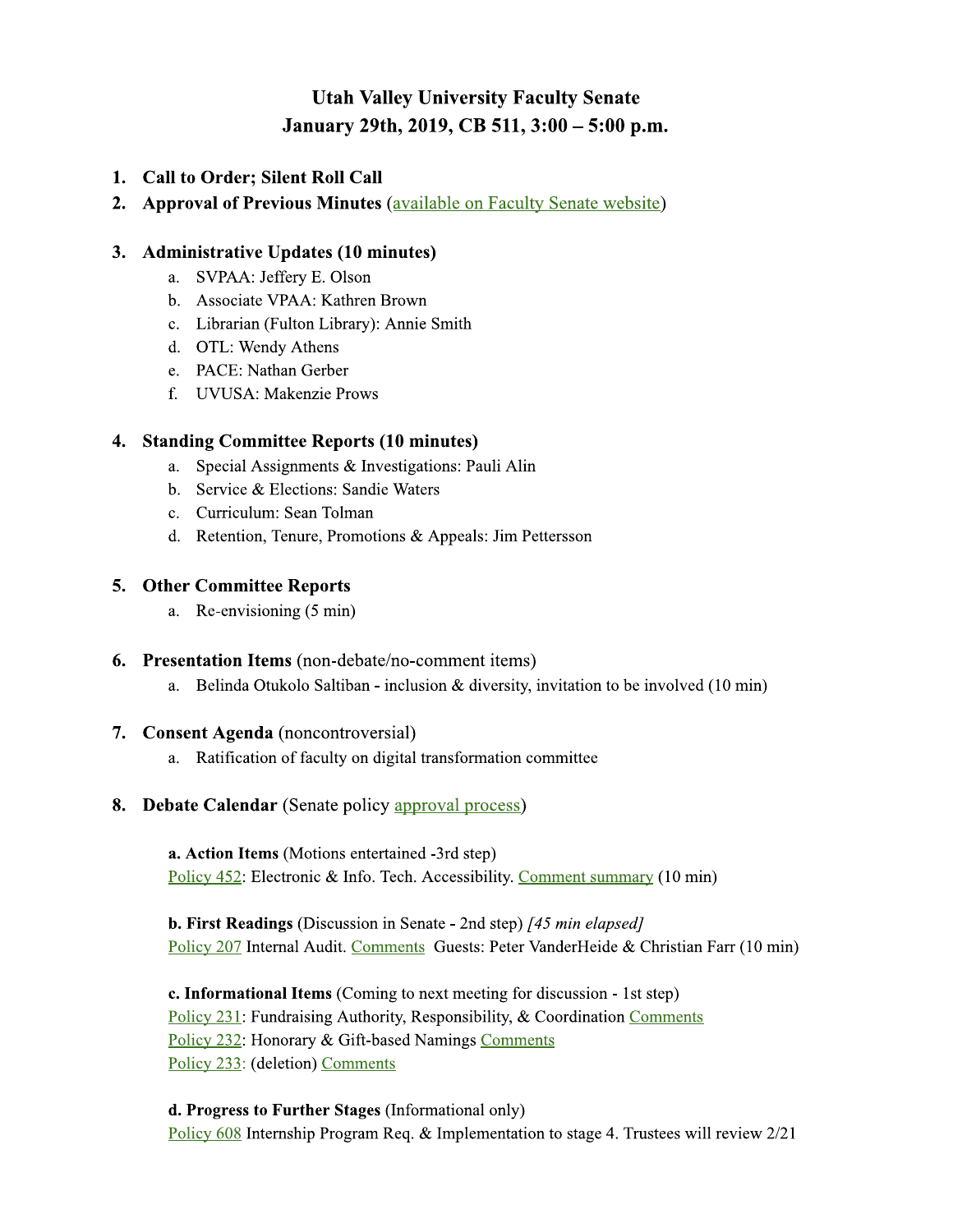# Utah Valley University Faculty Senate
# January 29th, 2019, CB 511, 3:00 – 5:00 p.m.

1. **Call to Order; Silent Roll Call**
2. **Approval of Previous Minutes** (available on Faculty Senate website)

3. **Administrative Updates (10 minutes)**
   a. SVPAA: Jeffery E. Olson
   b. Associate VPAA: Kathren Brown
   c. Librarian (Fulton Library): Annie Smith
   d. OTL: Wendy Athens
   e. PACE: Nathan Gerber
   f. UVUSA: Makenzie Prows

4. **Standing Committee Reports (10 minutes)**
   a. Special Assignments & Investigations: Pauli Alin
   b. Service & Elections: Sandie Waters
   c. Curriculum: Sean Tolman
   d. Retention, Tenure, Promotions & Appeals: Jim Pettersson

5. **Other Committee Reports**
   a. Re-envisioning (5 min)

6. **Presentation Items** (non-debate/no-comment items)
   a. Belinda Otukolo Saltiban - inclusion & diversity, invitation to be involved (10 min)

7. **Consent Agenda** (noncontroversial)
   a. Ratification of faculty on digital transformation committee

8. **Debate Calendar** (Senate policy approval process)

   **a. Action Items** (Motions entertained -3rd step)
   Policy 452: Electronic & Info. Tech. Accessibility. Comment summary (10 min)

   **b. First Readings** (Discussion in Senate - 2nd step) *[45 min elapsed]*
   Policy 207 Internal Audit. Comments Guests: Peter VanderHeide & Christian Farr (10 min)

   **c. Informational Items** (Coming to next meeting for discussion - 1st step)
   Policy 231: Fundraising Authority, Responsibility, & Coordination Comments
   Policy 232: Honorary & Gift-based Namings Comments
   Policy 233: (deletion) Comments

   **d. Progress to Further Stages** (Informational only)
   Policy 608 Internship Program Req. & Implementation to stage 4. Trustees will review 2/21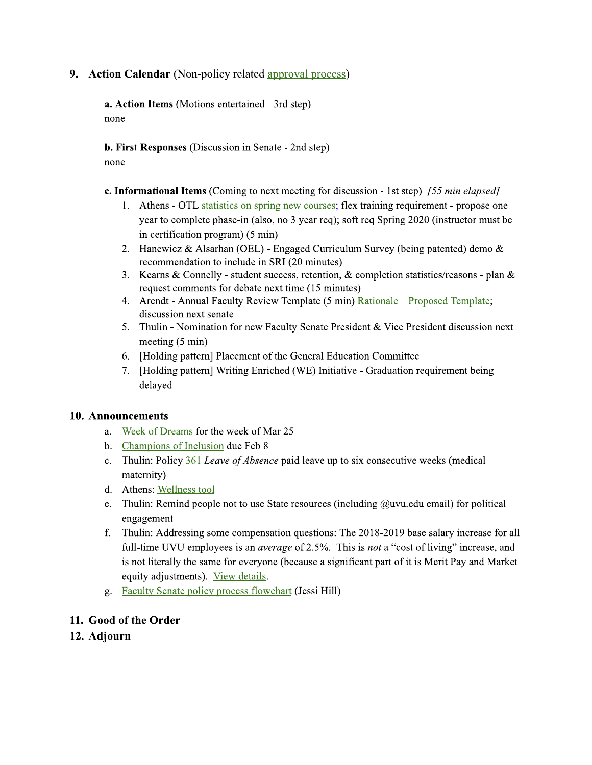9. **Action Calendar** (Non-policy related approval process)

   **a. Action Items** (Motions entertained - 3rd step)
   none

   **b. First Responses** (Discussion in Senate - 2nd step)
   none

   **c. Informational Items** (Coming to next meeting for discussion - 1st step) *[55 min elapsed]*

   1. Athens - OTL statistics on spring new courses; flex training requirement - propose one year to complete phase-in (also, no 3 year req); soft req Spring 2020 (instructor must be in certification program) (5 min)
   2. Hanewicz & Alsarhan (OEL) - Engaged Curriculum Survey (being patented) demo & recommendation to include in SRI (20 minutes)
   3. Kearns & Connelly - student success, retention, & completion statistics/reasons - plan & request comments for debate next time (15 minutes)
   4. Arendt - Annual Faculty Review Template (5 min) Rationale | Proposed Template; discussion next senate
   5. Thulin - Nomination for new Faculty Senate President & Vice President discussion next meeting (5 min)
   6. [Holding pattern] Placement of the General Education Committee
   7. [Holding pattern] Writing Enriched (WE) Initiative - Graduation requirement being delayed

10. **Announcements**

    a. Week of Dreams for the week of Mar 25
    b. Champions of Inclusion due Feb 8
    c. Thulin: Policy 361 *Leave of Absence* paid leave up to six consecutive weeks (medical maternity)
    d. Athens: Wellness tool
    e. Thulin: Remind people not to use State resources (including @uvu.edu email) for political engagement
    f. Thulin: Addressing some compensation questions: The 2018-2019 base salary increase for all full-time UVU employees is an *average* of 2.5%. This is *not* a "cost of living" increase, and is not literally the same for everyone (because a significant part of it is Merit Pay and Market equity adjustments). View details.
    g. Faculty Senate policy process flowchart (Jessi Hill)

11. **Good of the Order**
12. **Adjourn**